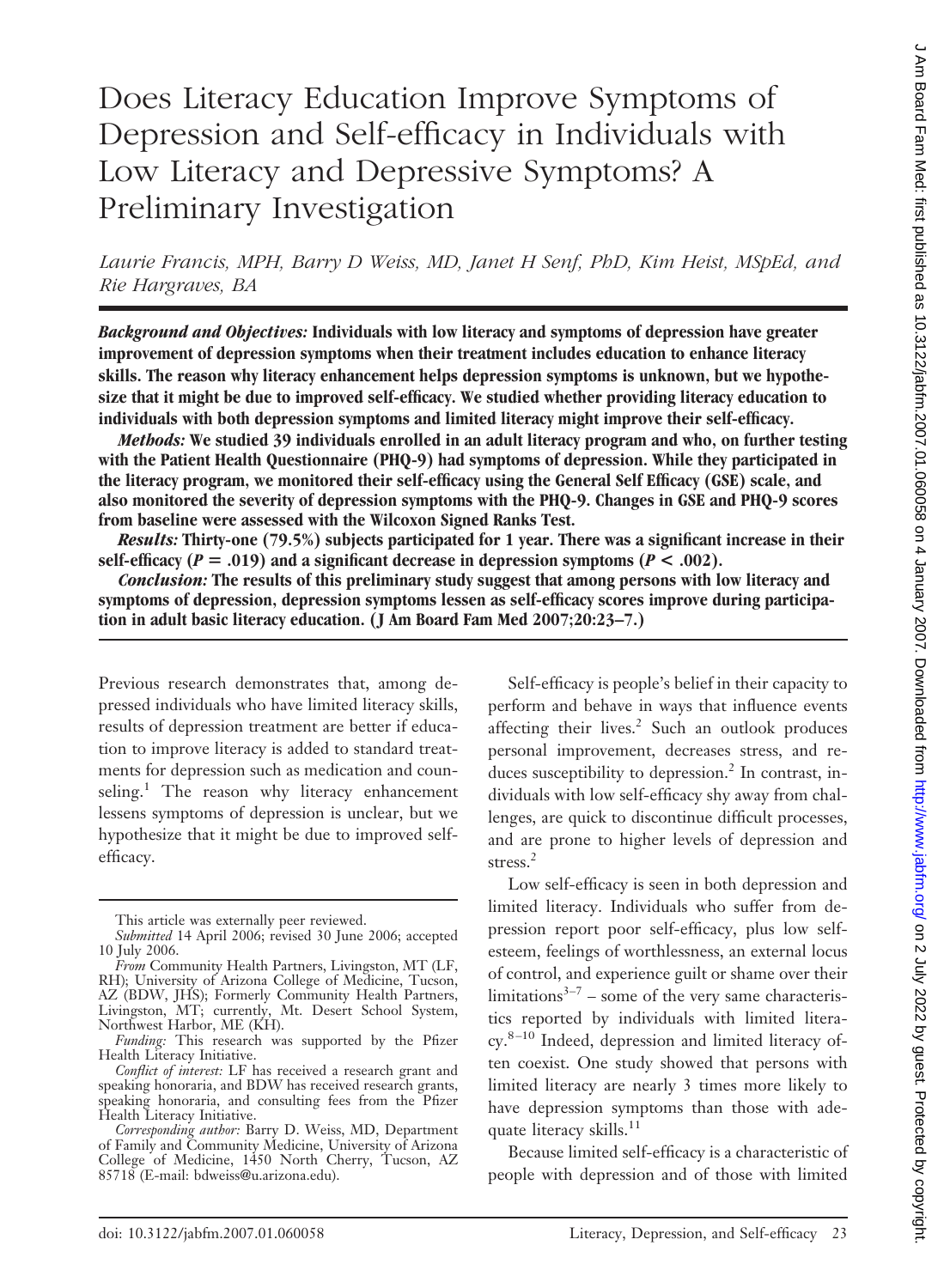# Does Literacy Education Improve Symptoms of Depression and Self-efficacy in Individuals with Low Literacy and Depressive Symptoms? A Preliminary Investigation

*Laurie Francis, MPH, Barry D Weiss, MD, Janet H Senf, PhD, Kim Heist, MSpEd, and Rie Hargraves, BA*

***Background and Objectives:*** **Individuals with low literacy and symptoms of depression have greater improvement of depression symptoms when their treatment includes education to enhance literacy skills. The reason why literacy enhancement helps depression symptoms is unknown, but we hypothesize that it might be due to improved self-efficacy. We studied whether providing literacy education to individuals with both depression symptoms and limited literacy might improve their self-efficacy.**

***Methods:*** **We studied 39 individuals enrolled in an adult literacy program and who, on further testing with the Patient Health Questionnaire (PHQ-9) had symptoms of depression. While they participated in the literacy program, we monitored their self-efficacy using the General Self Efficacy (GSE) scale, and also monitored the severity of depression symptoms with the PHQ-9. Changes in GSE and PHQ-9 scores from baseline were assessed with the Wilcoxon Signed Ranks Test.**

***Results:*** **Thirty-one (79.5%) subjects participated for 1 year. There was a significant increase in their self-efficacy ($P = .019$) and a significant decrease in depression symptoms ($P < .002$).**

***Conclusion:*** **The results of this preliminary study suggest that among persons with low literacy and symptoms of depression, depression symptoms lessen as self-efficacy scores improve during participation in adult basic literacy education. (J Am Board Fam Med 2007;20:23–7.)**

Previous research demonstrates that, among depressed individuals who have limited literacy skills, results of depression treatment are better if education to improve literacy is added to standard treatments for depression such as medication and counseling.[1] The reason why literacy enhancement lessens symptoms of depression is unclear, but we hypothesize that it might be due to improved self-efficacy.

Self-efficacy is people's belief in their capacity to perform and behave in ways that influence events affecting their lives.[2] Such an outlook produces personal improvement, decreases stress, and reduces susceptibility to depression.[2] In contrast, individuals with low self-efficacy shy away from challenges, are quick to discontinue difficult processes, and are prone to higher levels of depression and stress.[2]

Low self-efficacy is seen in both depression and limited literacy. Individuals who suffer from depression report poor self-efficacy, plus low self-esteem, feelings of worthlessness, an external locus of control, and experience guilt or shame over their limitations[3–7] – some of the very same characteristics reported by individuals with limited literacy.[8–10] Indeed, depression and limited literacy often coexist. One study showed that persons with limited literacy are nearly 3 times more likely to have depression symptoms than those with adequate literacy skills.[11]

Because limited self-efficacy is a characteristic of people with depression and of those with limited

This article was externally peer reviewed.

*Submitted* 14 April 2006; revised 30 June 2006; accepted 10 July 2006.

*From* Community Health Partners, Livingston, MT (LF, RH); University of Arizona College of Medicine, Tucson, AZ (BDW, JHS); Formerly Community Health Partners, Livingston, MT; currently, Mt. Desert School System, Northwest Harbor, ME (KH).

*Funding:* This research was supported by the Pfizer Health Literacy Initiative.

*Conflict of interest:* LF has received a research grant and speaking honoraria, and BDW has received research grants, speaking honoraria, and consulting fees from the Pfizer Health Literacy Initiative.

*Corresponding author:* Barry D. Weiss, MD, Department of Family and Community Medicine, University of Arizona College of Medicine, 1450 North Cherry, Tucson, AZ 85718 (E-mail: bdweiss@u.arizona.edu).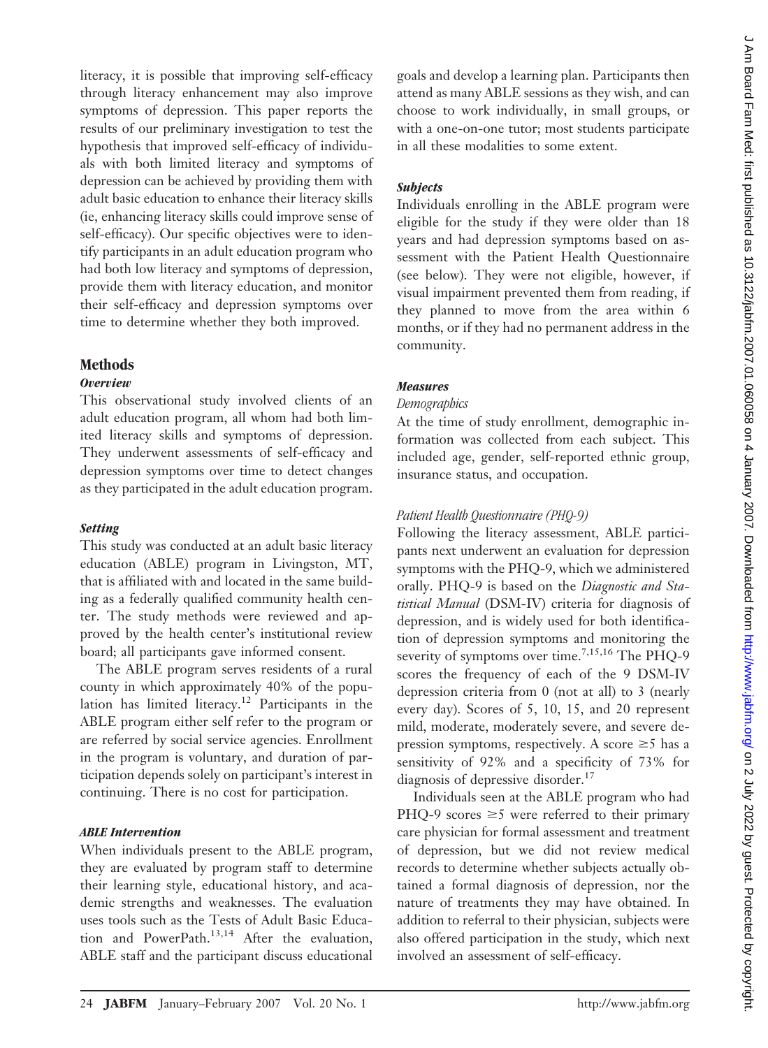literacy, it is possible that improving self-efficacy through literacy enhancement may also improve symptoms of depression. This paper reports the results of our preliminary investigation to test the hypothesis that improved self-efficacy of individuals with both limited literacy and symptoms of depression can be achieved by providing them with adult basic education to enhance their literacy skills (ie, enhancing literacy skills could improve sense of self-efficacy). Our specific objectives were to identify participants in an adult education program who had both low literacy and symptoms of depression, provide them with literacy education, and monitor their self-efficacy and depression symptoms over time to determine whether they both improved.

## Methods

### Overview

This observational study involved clients of an adult education program, all whom had both limited literacy skills and symptoms of depression. They underwent assessments of self-efficacy and depression symptoms over time to detect changes as they participated in the adult education program.

### Setting

This study was conducted at an adult basic literacy education (ABLE) program in Livingston, MT, that is affiliated with and located in the same building as a federally qualified community health center. The study methods were reviewed and approved by the health center's institutional review board; all participants gave informed consent.

The ABLE program serves residents of a rural county in which approximately 40% of the population has limited literacy.[12] Participants in the ABLE program either self refer to the program or are referred by social service agencies. Enrollment in the program is voluntary, and duration of participation depends solely on participant's interest in continuing. There is no cost for participation.

### ABLE Intervention

When individuals present to the ABLE program, they are evaluated by program staff to determine their learning style, educational history, and academic strengths and weaknesses. The evaluation uses tools such as the Tests of Adult Basic Education and PowerPath.[13,14] After the evaluation, ABLE staff and the participant discuss educational goals and develop a learning plan. Participants then attend as many ABLE sessions as they wish, and can choose to work individually, in small groups, or with a one-on-one tutor; most students participate in all these modalities to some extent.

### Subjects

Individuals enrolling in the ABLE program were eligible for the study if they were older than 18 years and had depression symptoms based on assessment with the Patient Health Questionnaire (see below). They were not eligible, however, if visual impairment prevented them from reading, if they planned to move from the area within 6 months, or if they had no permanent address in the community.

### Measures

#### *Demographics*

At the time of study enrollment, demographic information was collected from each subject. This included age, gender, self-reported ethnic group, insurance status, and occupation.

#### *Patient Health Questionnaire (PHQ-9)*

Following the literacy assessment, ABLE participants next underwent an evaluation for depression symptoms with the PHQ-9, which we administered orally. PHQ-9 is based on the *Diagnostic and Statistical Manual* (DSM-IV) criteria for diagnosis of depression, and is widely used for both identification of depression symptoms and monitoring the severity of symptoms over time.[7,15,16] The PHQ-9 scores the frequency of each of the 9 DSM-IV depression criteria from 0 (not at all) to 3 (nearly every day). Scores of 5, 10, 15, and 20 represent mild, moderate, moderately severe, and severe depression symptoms, respectively. A score $\geq$5 has a sensitivity of 92% and a specificity of 73% for diagnosis of depressive disorder.[17]

Individuals seen at the ABLE program who had PHQ-9 scores $\geq$5 were referred to their primary care physician for formal assessment and treatment of depression, but we did not review medical records to determine whether subjects actually obtained a formal diagnosis of depression, nor the nature of treatments they may have obtained. In addition to referral to their physician, subjects were also offered participation in the study, which next involved an assessment of self-efficacy.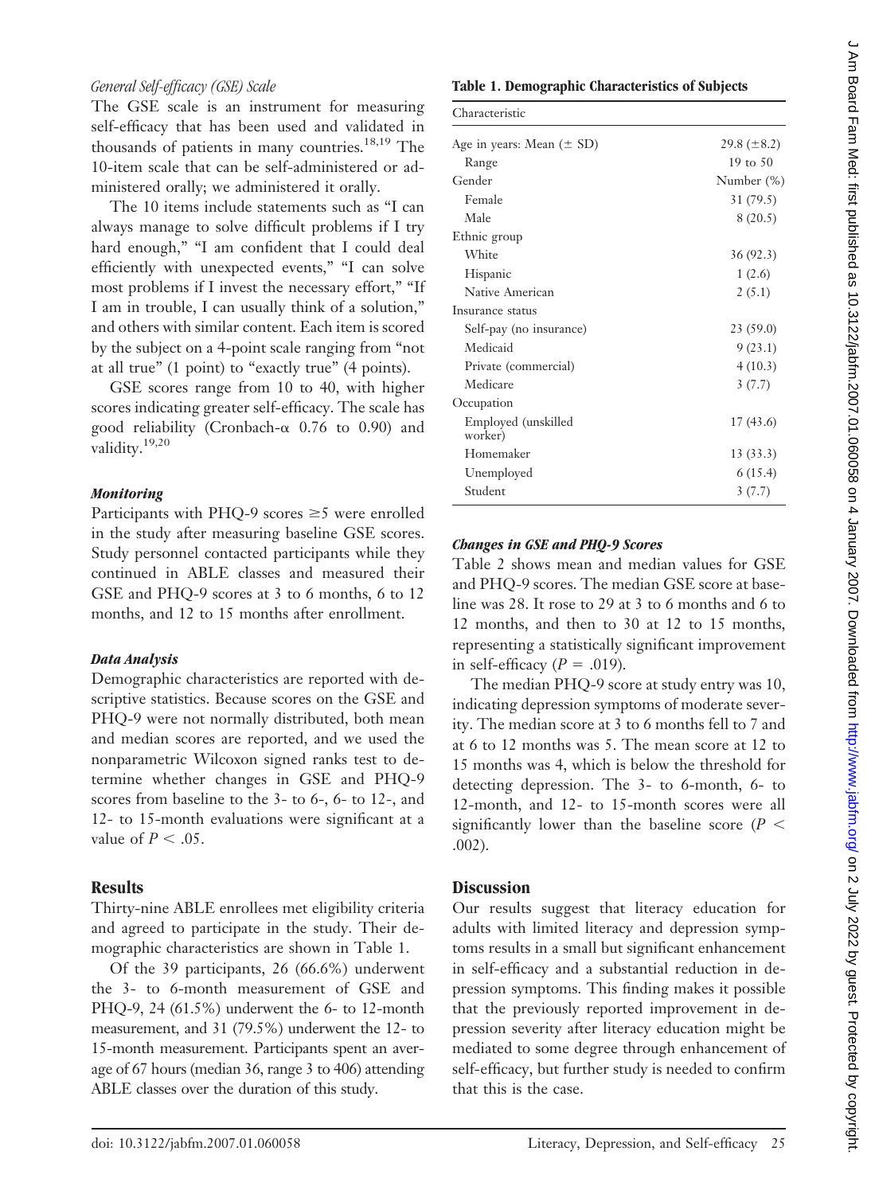### *General Self-efficacy (GSE) Scale*

The GSE scale is an instrument for measuring self-efficacy that has been used and validated in thousands of patients in many countries.[18,19] The 10-item scale that can be self-administered or administered orally; we administered it orally.

The 10 items include statements such as "I can always manage to solve difficult problems if I try hard enough," "I am confident that I could deal efficiently with unexpected events," "I can solve most problems if I invest the necessary effort," "If I am in trouble, I can usually think of a solution," and others with similar content. Each item is scored by the subject on a 4-point scale ranging from "not at all true" (1 point) to "exactly true" (4 points).

GSE scores range from 10 to 40, with higher scores indicating greater self-efficacy. The scale has good reliability (Cronbach-$\alpha$ 0.76 to 0.90) and validity.[19,20]

### *Monitoring*

Participants with PHQ-9 scores $\geq$5 were enrolled in the study after measuring baseline GSE scores. Study personnel contacted participants while they continued in ABLE classes and measured their GSE and PHQ-9 scores at 3 to 6 months, 6 to 12 months, and 12 to 15 months after enrollment.

### *Data Analysis*

Demographic characteristics are reported with descriptive statistics. Because scores on the GSE and PHQ-9 were not normally distributed, both mean and median scores are reported, and we used the nonparametric Wilcoxon signed ranks test to determine whether changes in GSE and PHQ-9 scores from baseline to the 3- to 6-, 6- to 12-, and 12- to 15-month evaluations were significant at a value of $P < .05$.

## Results

Thirty-nine ABLE enrollees met eligibility criteria and agreed to participate in the study. Their demographic characteristics are shown in Table 1.

Of the 39 participants, 26 (66.6%) underwent the 3- to 6-month measurement of GSE and PHQ-9, 24 (61.5%) underwent the 6- to 12-month measurement, and 31 (79.5%) underwent the 12- to 15-month measurement. Participants spent an average of 67 hours (median 36, range 3 to 406) attending ABLE classes over the duration of this study.

**Table 1. Demographic Characteristics of Subjects**

| Characteristic | |
|---|---|
| Age in years: Mean ($\pm$ SD) | 29.8 ($\pm$8.2) |
| Range | 19 to 50 |
| Gender | Number (%) |
| Female | 31 (79.5) |
| Male | 8 (20.5) |
| Ethnic group | |
| White | 36 (92.3) |
| Hispanic | 1 (2.6) |
| Native American | 2 (5.1) |
| Insurance status | |
| Self-pay (no insurance) | 23 (59.0) |
| Medicaid | 9 (23.1) |
| Private (commercial) | 4 (10.3) |
| Medicare | 3 (7.7) |
| Occupation | |
| Employed (unskilled worker) | 17 (43.6) |
| Homemaker | 13 (33.3) |
| Unemployed | 6 (15.4) |
| Student | 3 (7.7) |

### *Changes in GSE and PHQ-9 Scores*

Table 2 shows mean and median values for GSE and PHQ-9 scores. The median GSE score at baseline was 28. It rose to 29 at 3 to 6 months and 6 to 12 months, and then to 30 at 12 to 15 months, representing a statistically significant improvement in self-efficacy ($P = .019$).

The median PHQ-9 score at study entry was 10, indicating depression symptoms of moderate severity. The median score at 3 to 6 months fell to 7 and at 6 to 12 months was 5. The mean score at 12 to 15 months was 4, which is below the threshold for detecting depression. The 3- to 6-month, 6- to 12-month, and 12- to 15-month scores were all significantly lower than the baseline score ($P < .002$).

## Discussion

Our results suggest that literacy education for adults with limited literacy and depression symptoms results in a small but significant enhancement in self-efficacy and a substantial reduction in depression symptoms. This finding makes it possible that the previously reported improvement in depression severity after literacy education might be mediated to some degree through enhancement of self-efficacy, but further study is needed to confirm that this is the case.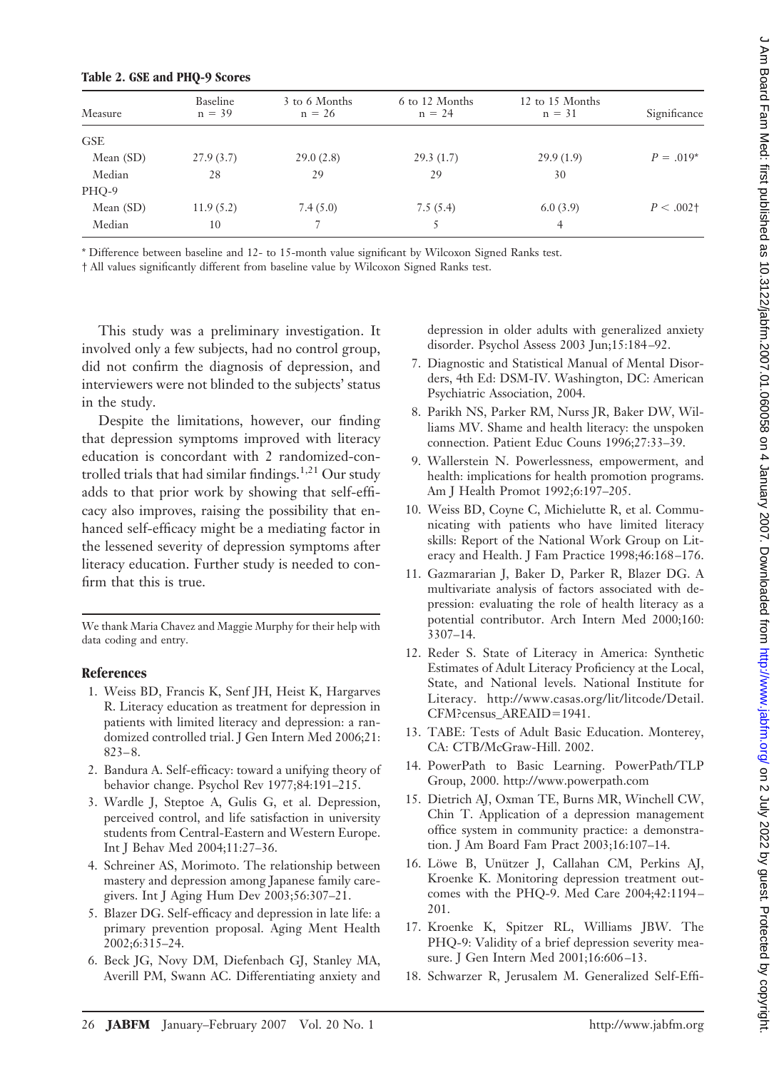**Table 2. GSE and PHQ-9 Scores**

| Measure | Baseline n = 39 | 3 to 6 Months n = 26 | 6 to 12 Months n = 24 | 12 to 15 Months n = 31 | Significance |
|---|---|---|---|---|---|
| GSE | | | | | |
| Mean (SD) | 27.9 (3.7) | 29.0 (2.8) | 29.3 (1.7) | 29.9 (1.9) | $P = .019$* |
| Median | 28 | 29 | 29 | 30 | |
| PHQ-9 | | | | | |
| Mean (SD) | 11.9 (5.2) | 7.4 (5.0) | 7.5 (5.4) | 6.0 (3.9) | $P < .002$† |
| Median | 10 | 7 | 5 | 4 | |

\* Difference between baseline and 12- to 15-month value significant by Wilcoxon Signed Ranks test.

† All values significantly different from baseline value by Wilcoxon Signed Ranks test.

This study was a preliminary investigation. It involved only a few subjects, had no control group, did not confirm the diagnosis of depression, and interviewers were not blinded to the subjects' status in the study.

Despite the limitations, however, our finding that depression symptoms improved with literacy education is concordant with 2 randomized-controlled trials that had similar findings.[1,21] Our study adds to that prior work by showing that self-efficacy also improves, raising the possibility that enhanced self-efficacy might be a mediating factor in the lessened severity of depression symptoms after literacy education. Further study is needed to confirm that this is true.

We thank Maria Chavez and Maggie Murphy for their help with data coding and entry.

## References

1. Weiss BD, Francis K, Senf JH, Heist K, Hargarves R. Literacy education as treatment for depression in patients with limited literacy and depression: a randomized controlled trial. J Gen Intern Med 2006;21:823–8.
2. Bandura A. Self-efficacy: toward a unifying theory of behavior change. Psychol Rev 1977;84:191–215.
3. Wardle J, Steptoe A, Gulis G, et al. Depression, perceived control, and life satisfaction in university students from Central-Eastern and Western Europe. Int J Behav Med 2004;11:27–36.
4. Schreiner AS, Morimoto. The relationship between mastery and depression among Japanese family caregivers. Int J Aging Hum Dev 2003;56:307–21.
5. Blazer DG. Self-efficacy and depression in late life: a primary prevention proposal. Aging Ment Health 2002;6:315–24.
6. Beck JG, Novy DM, Diefenbach GJ, Stanley MA, Averill PM, Swann AC. Differentiating anxiety and depression in older adults with generalized anxiety disorder. Psychol Assess 2003 Jun;15:184–92.
7. Diagnostic and Statistical Manual of Mental Disorders, 4th Ed: DSM-IV. Washington, DC: American Psychiatric Association, 2004.
8. Parikh NS, Parker RM, Nurss JR, Baker DW, Williams MV. Shame and health literacy: the unspoken connection. Patient Educ Couns 1996;27:33–39.
9. Wallerstein N. Powerlessness, empowerment, and health: implications for health promotion programs. Am J Health Promot 1992;6:197–205.
10. Weiss BD, Coyne C, Michielutte R, et al. Communicating with patients who have limited literacy skills: Report of the National Work Group on Literacy and Health. J Fam Practice 1998;46:168–176.
11. Gazmararian J, Baker D, Parker R, Blazer DG. A multivariate analysis of factors associated with depression: evaluating the role of health literacy as a potential contributor. Arch Intern Med 2000;160:3307–14.
12. Reder S. State of Literacy in America: Synthetic Estimates of Adult Literacy Proficiency at the Local, State, and National levels. National Institute for Literacy. http://www.casas.org/lit/litcode/Detail.CFM?census_AREAID=1941.
13. TABE: Tests of Adult Basic Education. Monterey, CA: CTB/McGraw-Hill. 2002.
14. PowerPath to Basic Learning. PowerPath/TLP Group, 2000. http://www.powerpath.com
15. Dietrich AJ, Oxman TE, Burns MR, Winchell CW, Chin T. Application of a depression management office system in community practice: a demonstration. J Am Board Fam Pract 2003;16:107–14.
16. Löwe B, Unützer J, Callahan CM, Perkins AJ, Kroenke K. Monitoring depression treatment outcomes with the PHQ-9. Med Care 2004;42:1194–201.
17. Kroenke K, Spitzer RL, Williams JBW. The PHQ-9: Validity of a brief depression severity measure. J Gen Intern Med 2001;16:606–13.
18. Schwarzer R, Jerusalem M. Generalized Self-Effi-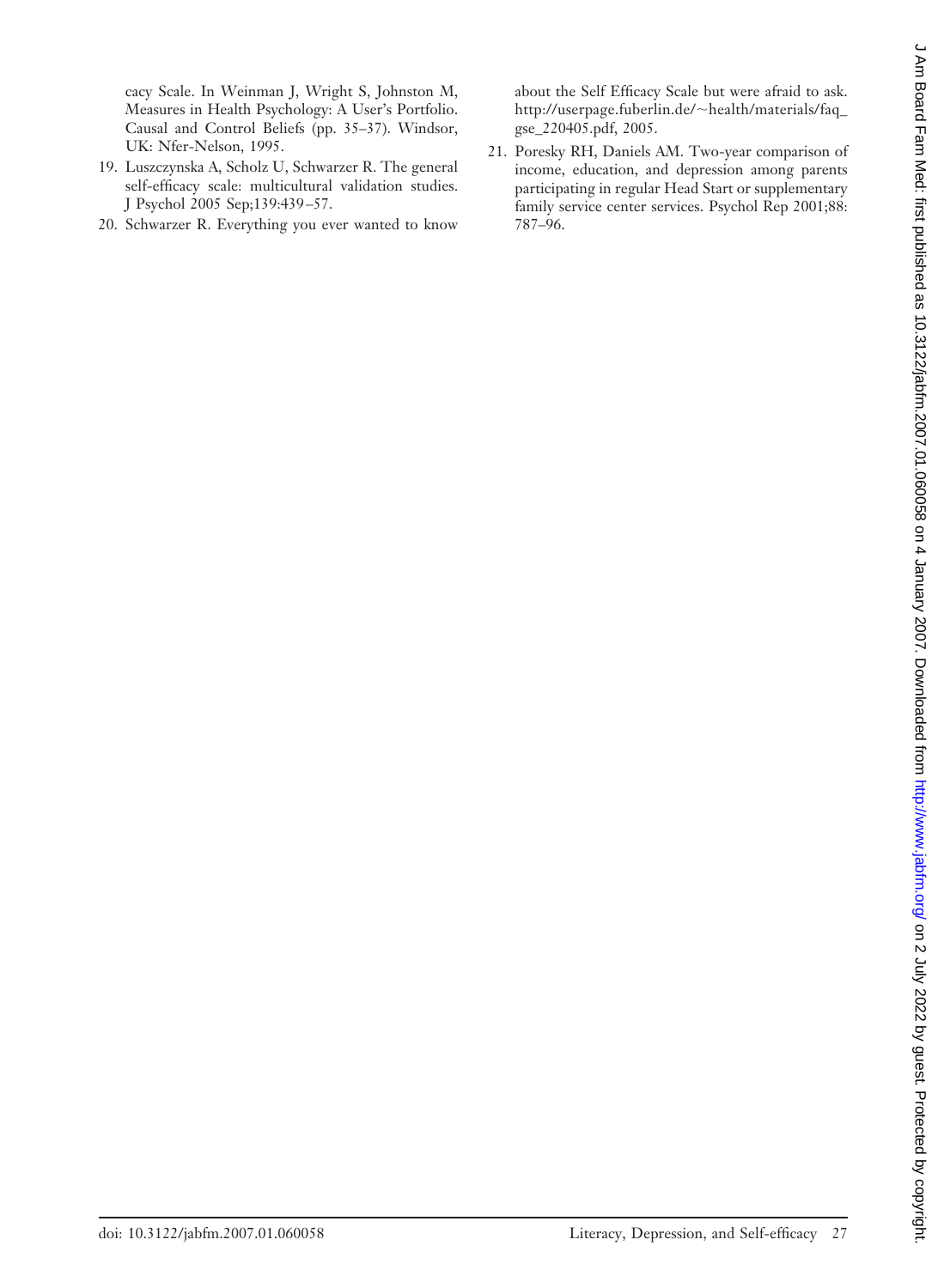cacy Scale. In Weinman J, Wright S, Johnston M, Measures in Health Psychology: A User's Portfolio. Causal and Control Beliefs (pp. 35–37). Windsor, UK: Nfer-Nelson, 1995.

19. Luszczynska A, Scholz U, Schwarzer R. The general self-efficacy scale: multicultural validation studies. J Psychol 2005 Sep;139:439–57.
20. Schwarzer R. Everything you ever wanted to know about the Self Efficacy Scale but were afraid to ask. http://userpage.fuberlin.de/~health/materials/faq_gse_220405.pdf, 2005.
21. Poresky RH, Daniels AM. Two-year comparison of income, education, and depression among parents participating in regular Head Start or supplementary family service center services. Psychol Rep 2001;88:787–96.